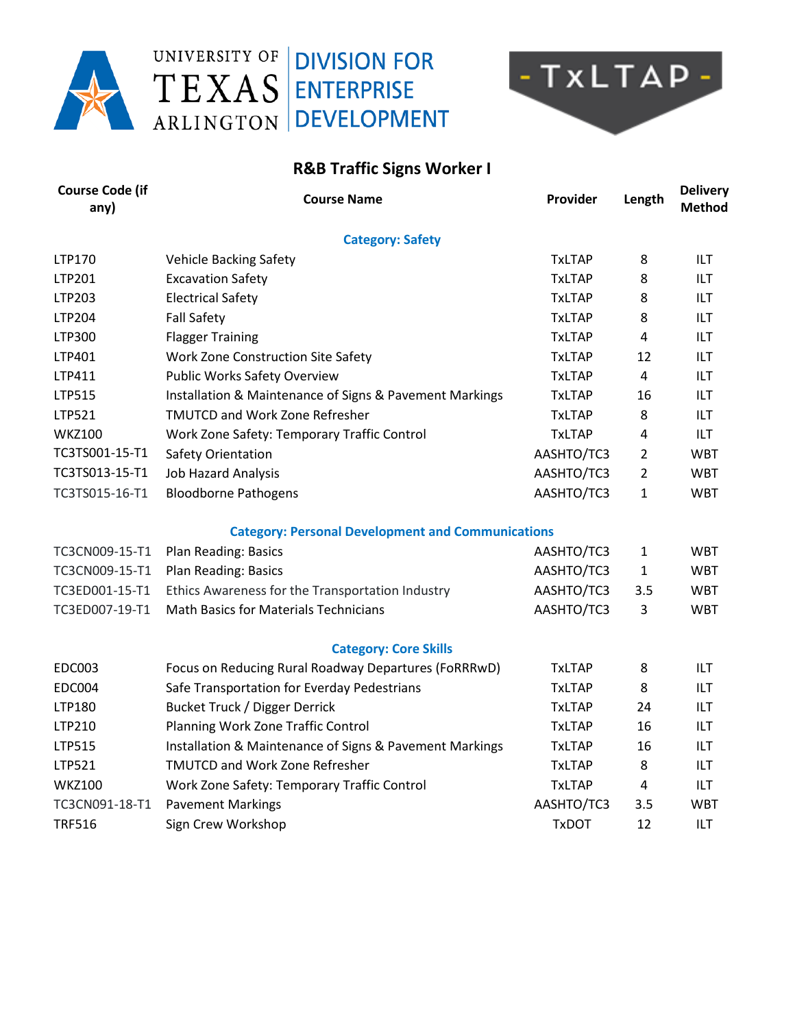UNIVERSITY OF TEXAS ARLINGTON | DIVISION FOR ENTERPRISE DEVELOPMENT

- TxLTAP -

## R&B Traffic Signs Worker I

| Course Code (if any) | Course Name | Provider | Length | Delivery Method |
|---|---|---|---|---|
| | **Category: Safety** | | | |
| LTP170 | Vehicle Backing Safety | TxLTAP | 8 | ILT |
| LTP201 | Excavation Safety | TxLTAP | 8 | ILT |
| LTP203 | Electrical Safety | TxLTAP | 8 | ILT |
| LTP204 | Fall Safety | TxLTAP | 8 | ILT |
| LTP300 | Flagger Training | TxLTAP | 4 | ILT |
| LTP401 | Work Zone Construction Site Safety | TxLTAP | 12 | ILT |
| LTP411 | Public Works Safety Overview | TxLTAP | 4 | ILT |
| LTP515 | Installation & Maintenance of Signs & Pavement Markings | TxLTAP | 16 | ILT |
| LTP521 | TMUTCD and Work Zone Refresher | TxLTAP | 8 | ILT |
| WKZ100 | Work Zone Safety: Temporary Traffic Control | TxLTAP | 4 | ILT |
| TC3TS001-15-T1 | Safety Orientation | AASHTO/TC3 | 2 | WBT |
| TC3TS013-15-T1 | Job Hazard Analysis | AASHTO/TC3 | 2 | WBT |
| TC3TS015-16-T1 | Bloodborne Pathogens | AASHTO/TC3 | 1 | WBT |
| | **Category: Personal Development and Communications** | | | |
| TC3CN009-15-T1 | Plan Reading: Basics | AASHTO/TC3 | 1 | WBT |
| TC3CN009-15-T1 | Plan Reading: Basics | AASHTO/TC3 | 1 | WBT |
| TC3ED001-15-T1 | Ethics Awareness for the Transportation Industry | AASHTO/TC3 | 3.5 | WBT |
| TC3ED007-19-T1 | Math Basics for Materials Technicians | AASHTO/TC3 | 3 | WBT |
| | **Category: Core Skills** | | | |
| EDC003 | Focus on Reducing Rural Roadway Departures (FoRRRwD) | TxLTAP | 8 | ILT |
| EDC004 | Safe Transportation for Everday Pedestrians | TxLTAP | 8 | ILT |
| LTP180 | Bucket Truck / Digger Derrick | TxLTAP | 24 | ILT |
| LTP210 | Planning Work Zone Traffic Control | TxLTAP | 16 | ILT |
| LTP515 | Installation & Maintenance of Signs & Pavement Markings | TxLTAP | 16 | ILT |
| LTP521 | TMUTCD and Work Zone Refresher | TxLTAP | 8 | ILT |
| WKZ100 | Work Zone Safety: Temporary Traffic Control | TxLTAP | 4 | ILT |
| TC3CN091-18-T1 | Pavement Markings | AASHTO/TC3 | 3.5 | WBT |
| TRF516 | Sign Crew Workshop | TxDOT | 12 | ILT |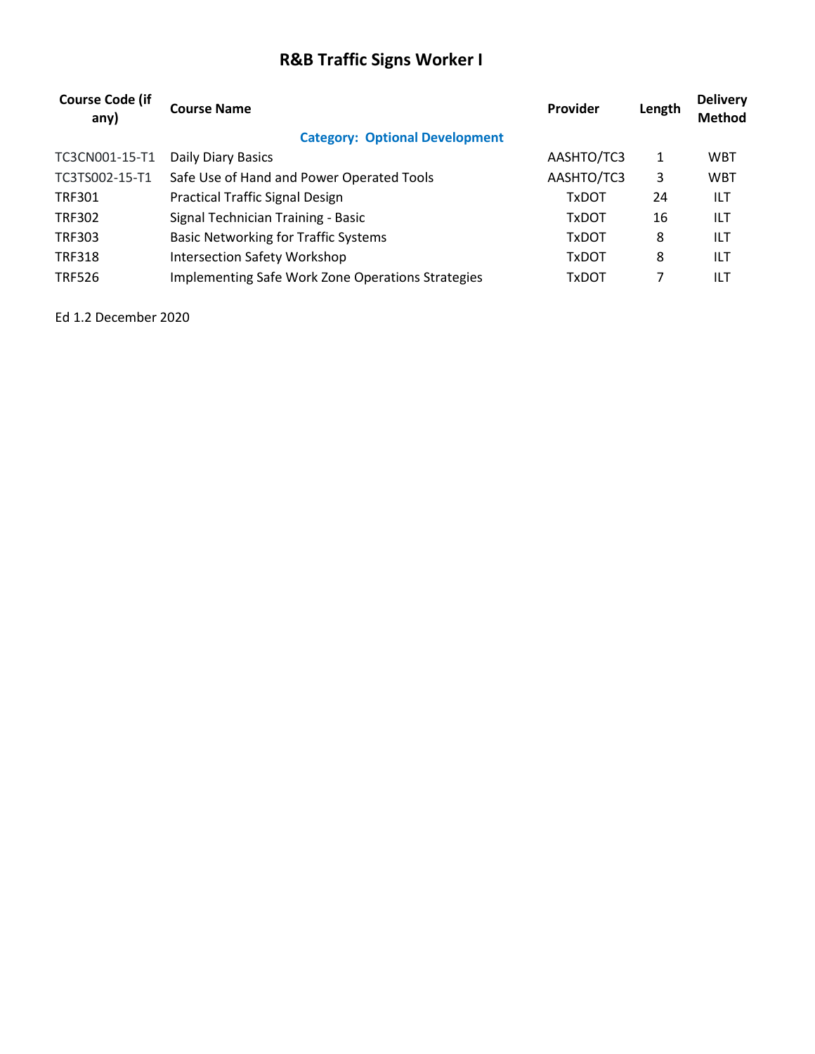# R&B Traffic Signs Worker I

| Course Code (if any) | Course Name | Provider | Length | Delivery Method |
|---|---|---|---|---|
| | **Category: Optional Development** | | | |
| TC3CN001-15-T1 | Daily Diary Basics | AASHTO/TC3 | 1 | WBT |
| TC3TS002-15-T1 | Safe Use of Hand and Power Operated Tools | AASHTO/TC3 | 3 | WBT |
| TRF301 | Practical Traffic Signal Design | TxDOT | 24 | ILT |
| TRF302 | Signal Technician Training - Basic | TxDOT | 16 | ILT |
| TRF303 | Basic Networking for Traffic Systems | TxDOT | 8 | ILT |
| TRF318 | Intersection Safety Workshop | TxDOT | 8 | ILT |
| TRF526 | Implementing Safe Work Zone Operations Strategies | TxDOT | 7 | ILT |

Ed 1.2 December 2020